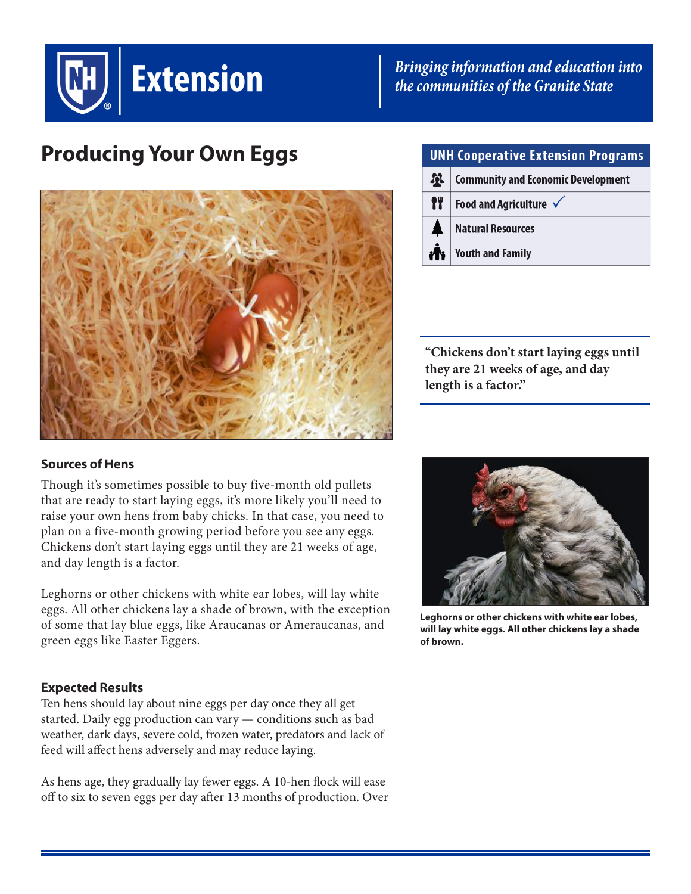**Extension**

*Bringing information and education into the communities of the Granite State*

# Producing Your Own Eggs

| UNH Cooperative Extension Programs |
|---|
| Community and Economic Development |
| Food and Agriculture ✓ |
| Natural Resources |
| Youth and Family |

**"Chickens don't start laying eggs until they are 21 weeks of age, and day length is a factor."**

### Sources of Hens

Though it's sometimes possible to buy five-month old pullets that are ready to start laying eggs, it's more likely you'll need to raise your own hens from baby chicks. In that case, you need to plan on a five-month growing period before you see any eggs. Chickens don't start laying eggs until they are 21 weeks of age, and day length is a factor.

Leghorns or other chickens with white ear lobes, will lay white eggs. All other chickens lay a shade of brown, with the exception of some that lay blue eggs, like Araucanas or Ameraucanas, and green eggs like Easter Eggers.

**Leghorns or other chickens with white ear lobes, will lay white eggs. All other chickens lay a shade of brown.**

### Expected Results

Ten hens should lay about nine eggs per day once they all get started. Daily egg production can vary — conditions such as bad weather, dark days, severe cold, frozen water, predators and lack of feed will affect hens adversely and may reduce laying.

As hens age, they gradually lay fewer eggs. A 10-hen flock will ease off to six to seven eggs per day after 13 months of production. Over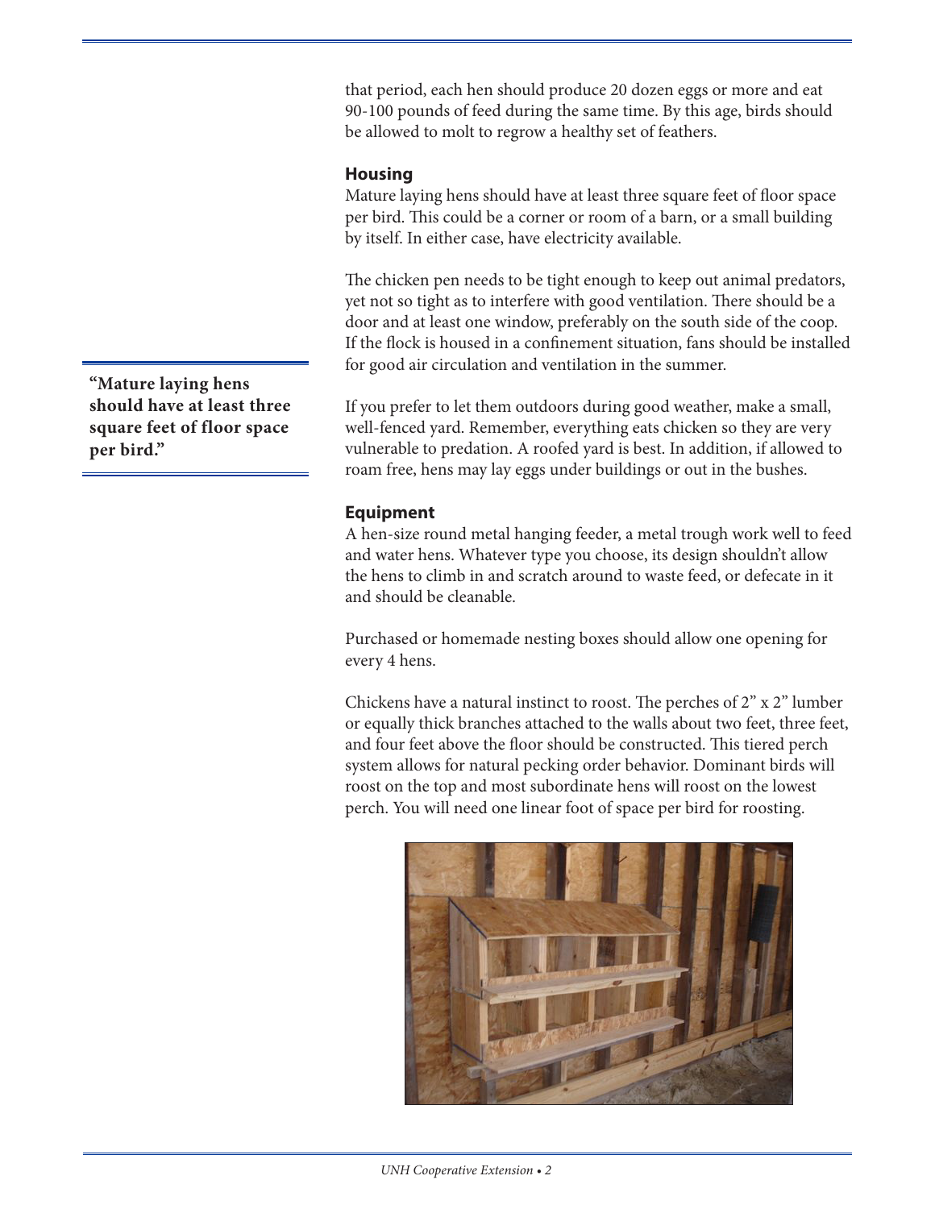that period, each hen should produce 20 dozen eggs or more and eat 90-100 pounds of feed during the same time. By this age, birds should be allowed to molt to regrow a healthy set of feathers.

### Housing

Mature laying hens should have at least three square feet of floor space per bird. This could be a corner or room of a barn, or a small building by itself. In either case, have electricity available.

The chicken pen needs to be tight enough to keep out animal predators, yet not so tight as to interfere with good ventilation. There should be a door and at least one window, preferably on the south side of the coop. If the flock is housed in a confinement situation, fans should be installed for good air circulation and ventilation in the summer.

**"Mature laying hens should have at least three square feet of floor space per bird."**

If you prefer to let them outdoors during good weather, make a small, well-fenced yard. Remember, everything eats chicken so they are very vulnerable to predation. A roofed yard is best. In addition, if allowed to roam free, hens may lay eggs under buildings or out in the bushes.

### Equipment

A hen-size round metal hanging feeder, a metal trough work well to feed and water hens. Whatever type you choose, its design shouldn't allow the hens to climb in and scratch around to waste feed, or defecate in it and should be cleanable.

Purchased or homemade nesting boxes should allow one opening for every 4 hens.

Chickens have a natural instinct to roost. The perches of 2" x 2" lumber or equally thick branches attached to the walls about two feet, three feet, and four feet above the floor should be constructed. This tiered perch system allows for natural pecking order behavior. Dominant birds will roost on the top and most subordinate hens will roost on the lowest perch. You will need one linear foot of space per bird for roosting.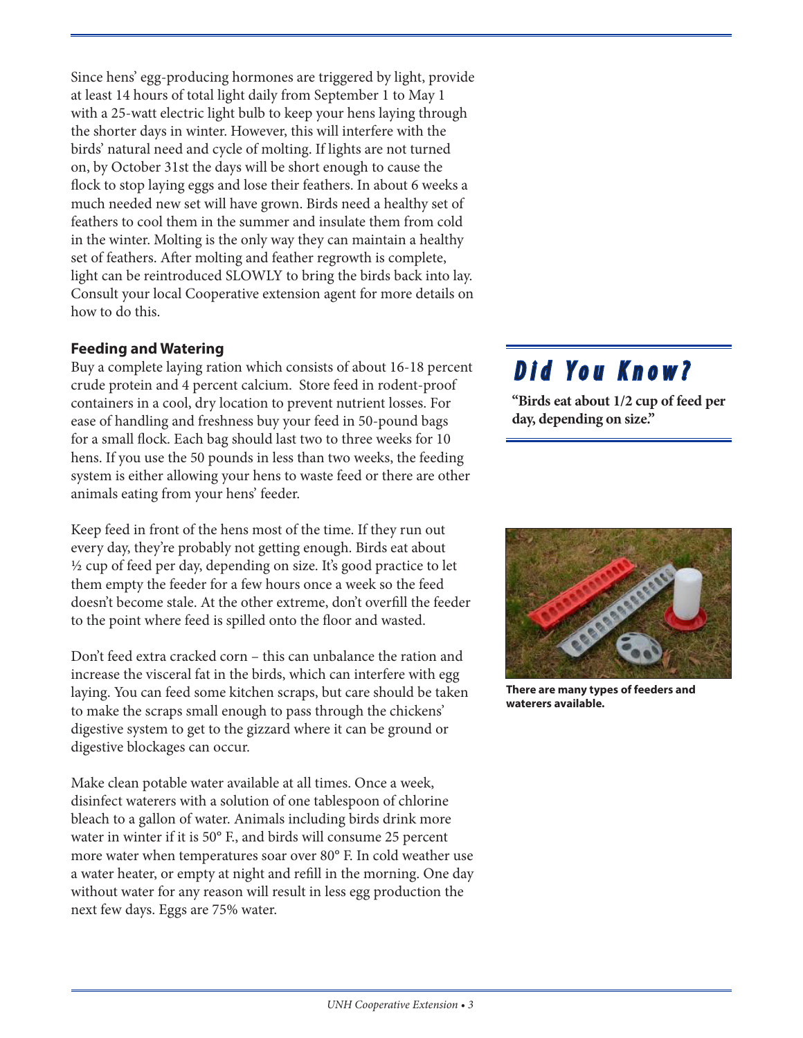Since hens' egg-producing hormones are triggered by light, provide at least 14 hours of total light daily from September 1 to May 1 with a 25-watt electric light bulb to keep your hens laying through the shorter days in winter. However, this will interfere with the birds' natural need and cycle of molting. If lights are not turned on, by October 31st the days will be short enough to cause the flock to stop laying eggs and lose their feathers. In about 6 weeks a much needed new set will have grown. Birds need a healthy set of feathers to cool them in the summer and insulate them from cold in the winter. Molting is the only way they can maintain a healthy set of feathers. After molting and feather regrowth is complete, light can be reintroduced SLOWLY to bring the birds back into lay. Consult your local Cooperative extension agent for more details on how to do this.

### Feeding and Watering

Buy a complete laying ration which consists of about 16-18 percent crude protein and 4 percent calcium. Store feed in rodent-proof containers in a cool, dry location to prevent nutrient losses. For ease of handling and freshness buy your feed in 50-pound bags for a small flock. Each bag should last two to three weeks for 10 hens. If you use the 50 pounds in less than two weeks, the feeding system is either allowing your hens to waste feed or there are other animals eating from your hens' feeder.

Keep feed in front of the hens most of the time. If they run out every day, they're probably not getting enough. Birds eat about ½ cup of feed per day, depending on size. It's good practice to let them empty the feeder for a few hours once a week so the feed doesn't become stale. At the other extreme, don't overfill the feeder to the point where feed is spilled onto the floor and wasted.

Don't feed extra cracked corn – this can unbalance the ration and increase the visceral fat in the birds, which can interfere with egg laying. You can feed some kitchen scraps, but care should be taken to make the scraps small enough to pass through the chickens' digestive system to get to the gizzard where it can be ground or digestive blockages can occur.

Make clean potable water available at all times. Once a week, disinfect waterers with a solution of one tablespoon of chlorine bleach to a gallon of water. Animals including birds drink more water in winter if it is 50° F., and birds will consume 25 percent more water when temperatures soar over 80° F. In cold weather use a water heater, or empty at night and refill in the morning. One day without water for any reason will result in less egg production the next few days. Eggs are 75% water.

## Did You Know?

**"Birds eat about 1/2 cup of feed per day, depending on size."**

**There are many types of feeders and waterers available.**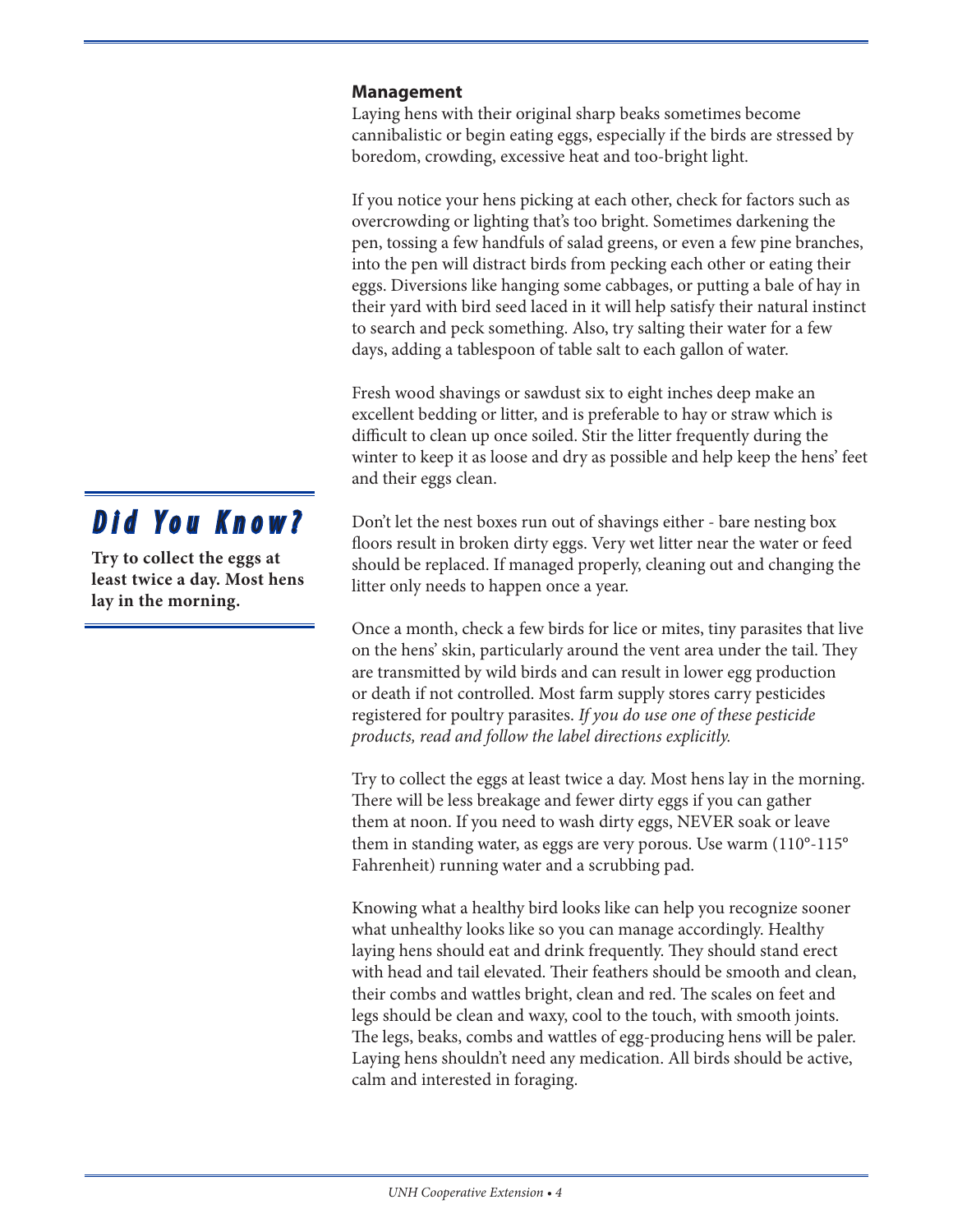## Management

Laying hens with their original sharp beaks sometimes become cannibalistic or begin eating eggs, especially if the birds are stressed by boredom, crowding, excessive heat and too-bright light.

If you notice your hens picking at each other, check for factors such as overcrowding or lighting that's too bright. Sometimes darkening the pen, tossing a few handfuls of salad greens, or even a few pine branches, into the pen will distract birds from pecking each other or eating their eggs. Diversions like hanging some cabbages, or putting a bale of hay in their yard with bird seed laced in it will help satisfy their natural instinct to search and peck something. Also, try salting their water for a few days, adding a tablespoon of table salt to each gallon of water.

Fresh wood shavings or sawdust six to eight inches deep make an excellent bedding or litter, and is preferable to hay or straw which is difficult to clean up once soiled. Stir the litter frequently during the winter to keep it as loose and dry as possible and help keep the hens' feet and their eggs clean.

Don't let the nest boxes run out of shavings either - bare nesting box floors result in broken dirty eggs. Very wet litter near the water or feed should be replaced. If managed properly, cleaning out and changing the litter only needs to happen once a year.

Once a month, check a few birds for lice or mites, tiny parasites that live on the hens' skin, particularly around the vent area under the tail. They are transmitted by wild birds and can result in lower egg production or death if not controlled. Most farm supply stores carry pesticides registered for poultry parasites. *If you do use one of these pesticide products, read and follow the label directions explicitly.*

Try to collect the eggs at least twice a day. Most hens lay in the morning. There will be less breakage and fewer dirty eggs if you can gather them at noon. If you need to wash dirty eggs, NEVER soak or leave them in standing water, as eggs are very porous. Use warm (110°-115° Fahrenheit) running water and a scrubbing pad.

Knowing what a healthy bird looks like can help you recognize sooner what unhealthy looks like so you can manage accordingly. Healthy laying hens should eat and drink frequently. They should stand erect with head and tail elevated. Their feathers should be smooth and clean, their combs and wattles bright, clean and red. The scales on feet and legs should be clean and waxy, cool to the touch, with smooth joints. The legs, beaks, combs and wattles of egg-producing hens will be paler. Laying hens shouldn't need any medication. All birds should be active, calm and interested in foraging.

### Did You Know?

**Try to collect the eggs at least twice a day. Most hens lay in the morning.**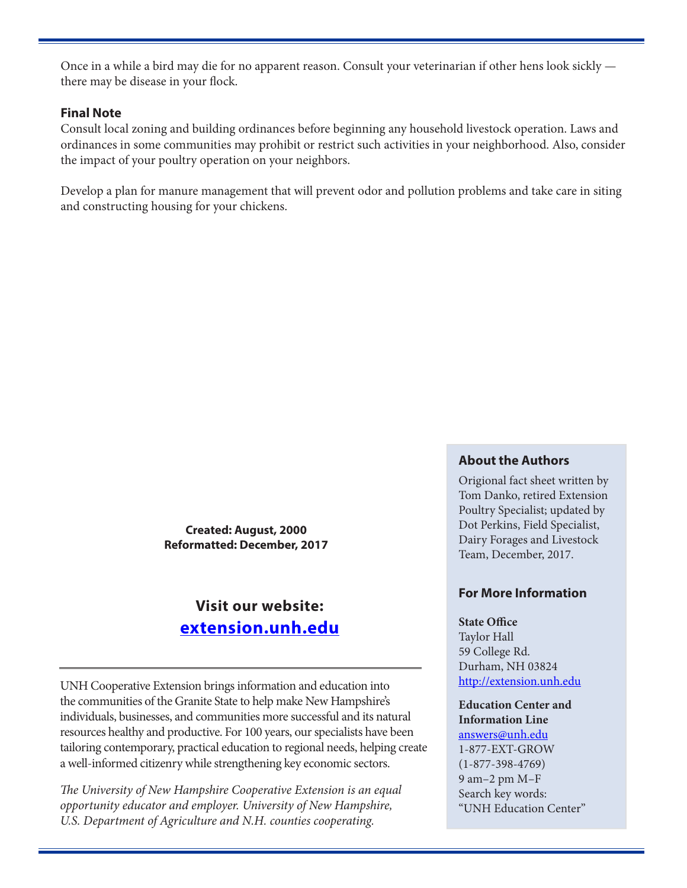Once in a while a bird may die for no apparent reason. Consult your veterinarian if other hens look sickly — there may be disease in your flock.

### Final Note

Consult local zoning and building ordinances before beginning any household livestock operation. Laws and ordinances in some communities may prohibit or restrict such activities in your neighborhood. Also, consider the impact of your poultry operation on your neighbors.

Develop a plan for manure management that will prevent odor and pollution problems and take care in siting and constructing housing for your chickens.

**Created: August, 2000**
**Reformatted: December, 2017**

**Visit our website:**
**[extension.unh.edu](extension.unh.edu)**

UNH Cooperative Extension brings information and education into the communities of the Granite State to help make New Hampshire's individuals, businesses, and communities more successful and its natural resources healthy and productive. For 100 years, our specialists have been tailoring contemporary, practical education to regional needs, helping create a well-informed citizenry while strengthening key economic sectors.

*The University of New Hampshire Cooperative Extension is an equal opportunity educator and employer. University of New Hampshire, U.S. Department of Agriculture and N.H. counties cooperating.*

### About the Authors

Origional fact sheet written by Tom Danko, retired Extension Poultry Specialist; updated by Dot Perkins, Field Specialist, Dairy Forages and Livestock Team, December, 2017.

### For More Information

**State Office**
Taylor Hall
59 College Rd.
Durham, NH 03824
[http://extension.unh.edu](http://extension.unh.edu)

**Education Center and Information Line**
[answers@unh.edu](mailto:answers@unh.edu)
1-877-EXT-GROW
(1-877-398-4769)
9 am–2 pm M–F
Search key words:
"UNH Education Center"